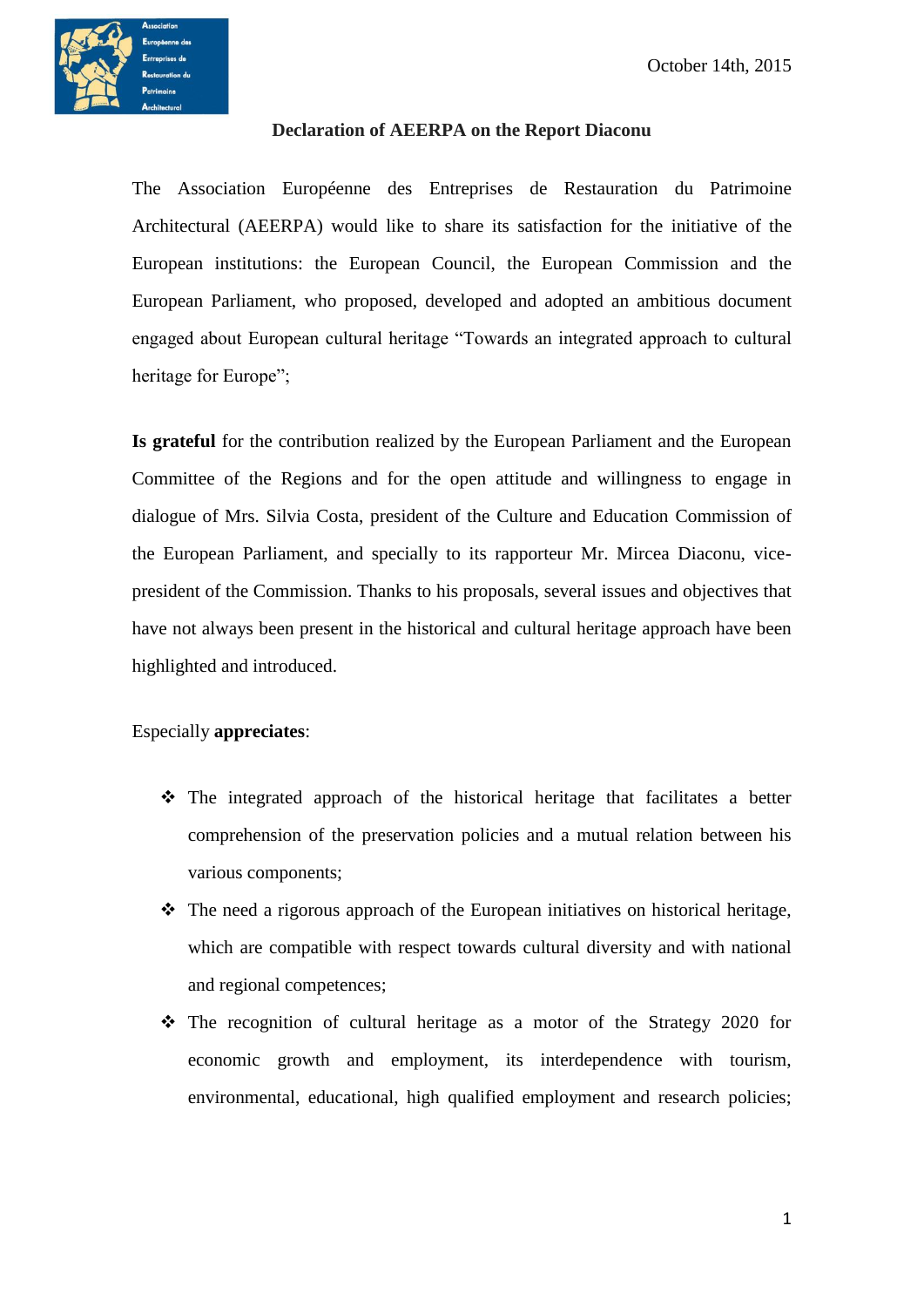October 14th, 2015

**Declaration of AEERPA on the Report Diaconu**

The Association Européenne des Entreprises de Restauration du Patrimoine Architectural (AEERPA) would like to share its satisfaction for the initiative of the European institutions: the European Council, the European Commission and the European Parliament, who proposed, developed and adopted an ambitious document engaged about European cultural heritage "Towards an integrated approach to cultural heritage for Europe";

**Is grateful** for the contribution realized by the European Parliament and the European Committee of the Regions and for the open attitude and willingness to engage in dialogue of Mrs. Silvia Costa, president of the Culture and Education Commission of the European Parliament, and specially to its rapporteur Mr. Mircea Diaconu, vice-president of the Commission. Thanks to his proposals, several issues and objectives that have not always been present in the historical and cultural heritage approach have been highlighted and introduced.

Especially **appreciates**:

- The integrated approach of the historical heritage that facilitates a better comprehension of the preservation policies and a mutual relation between his various components;
- The need a rigorous approach of the European initiatives on historical heritage, which are compatible with respect towards cultural diversity and with national and regional competences;
- The recognition of cultural heritage as a motor of the Strategy 2020 for economic growth and employment, its interdependence with tourism, environmental, educational, high qualified employment and research policies;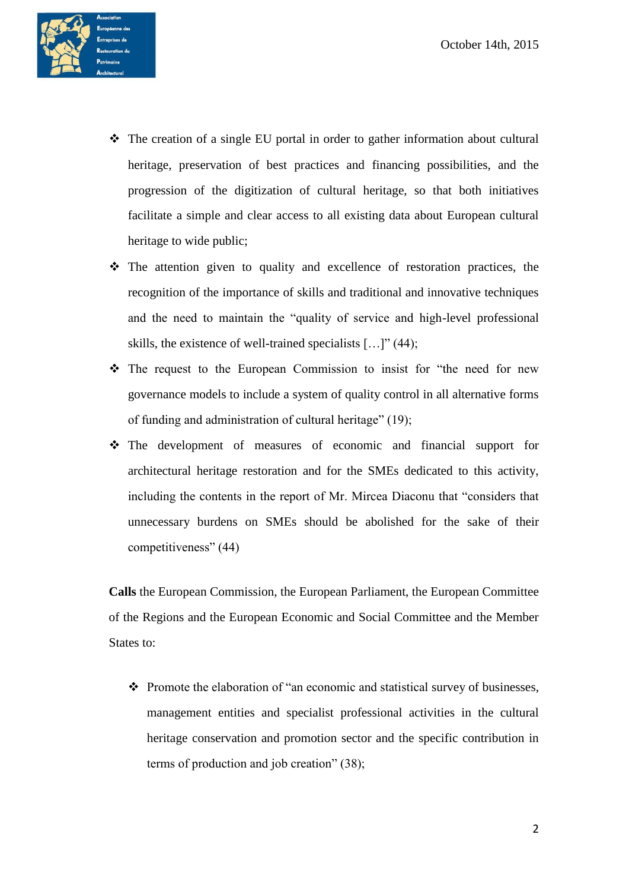- The creation of a single EU portal in order to gather information about cultural heritage, preservation of best practices and financing possibilities, and the progression of the digitization of cultural heritage, so that both initiatives facilitate a simple and clear access to all existing data about European cultural heritage to wide public;
- The attention given to quality and excellence of restoration practices, the recognition of the importance of skills and traditional and innovative techniques and the need to maintain the "quality of service and high-level professional skills, the existence of well-trained specialists […]" (44);
- The request to the European Commission to insist for "the need for new governance models to include a system of quality control in all alternative forms of funding and administration of cultural heritage" (19);
- The development of measures of economic and financial support for architectural heritage restoration and for the SMEs dedicated to this activity, including the contents in the report of Mr. Mircea Diaconu that "considers that unnecessary burdens on SMEs should be abolished for the sake of their competitiveness" (44)

**Calls** the European Commission, the European Parliament, the European Committee of the Regions and the European Economic and Social Committee and the Member States to:

- Promote the elaboration of "an economic and statistical survey of businesses, management entities and specialist professional activities in the cultural heritage conservation and promotion sector and the specific contribution in terms of production and job creation" (38);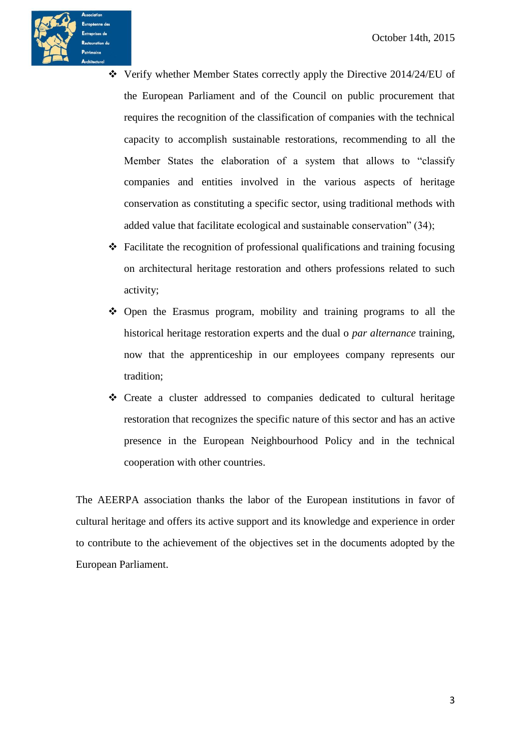- Verify whether Member States correctly apply the Directive 2014/24/EU of the European Parliament and of the Council on public procurement that requires the recognition of the classification of companies with the technical capacity to accomplish sustainable restorations, recommending to all the Member States the elaboration of a system that allows to "classify companies and entities involved in the various aspects of heritage conservation as constituting a specific sector, using traditional methods with added value that facilitate ecological and sustainable conservation" (34);
- Facilitate the recognition of professional qualifications and training focusing on architectural heritage restoration and others professions related to such activity;
- Open the Erasmus program, mobility and training programs to all the historical heritage restoration experts and the dual o *par alternance* training, now that the apprenticeship in our employees company represents our tradition;
- Create a cluster addressed to companies dedicated to cultural heritage restoration that recognizes the specific nature of this sector and has an active presence in the European Neighbourhood Policy and in the technical cooperation with other countries.

The AEERPA association thanks the labor of the European institutions in favor of cultural heritage and offers its active support and its knowledge and experience in order to contribute to the achievement of the objectives set in the documents adopted by the European Parliament.